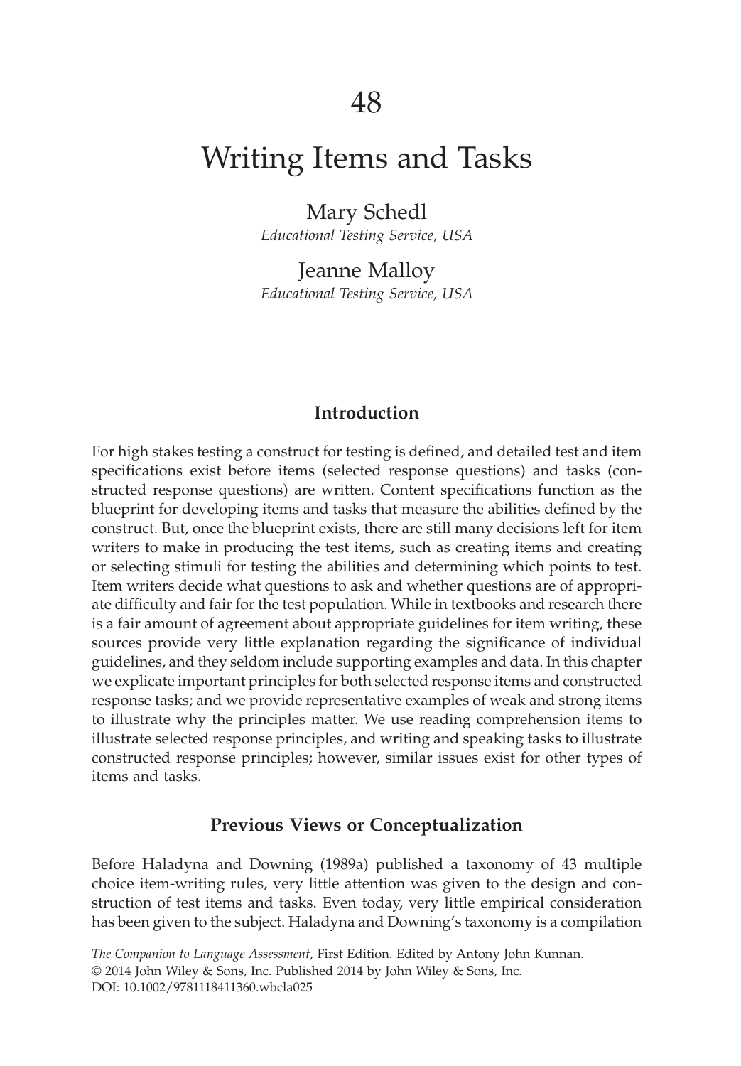# 48

# Writing Items and Tasks

Mary Schedl

*Educational Testing Service, USA*

Jeanne Malloy

*Educational Testing Service, USA*

## Introduction

For high stakes testing a construct for testing is defined, and detailed test and item specifications exist before items (selected response questions) and tasks (constructed response questions) are written. Content specifications function as the blueprint for developing items and tasks that measure the abilities defined by the construct. But, once the blueprint exists, there are still many decisions left for item writers to make in producing the test items, such as creating items and creating or selecting stimuli for testing the abilities and determining which points to test. Item writers decide what questions to ask and whether questions are of appropriate difficulty and fair for the test population. While in textbooks and research there is a fair amount of agreement about appropriate guidelines for item writing, these sources provide very little explanation regarding the significance of individual guidelines, and they seldom include supporting examples and data. In this chapter we explicate important principles for both selected response items and constructed response tasks; and we provide representative examples of weak and strong items to illustrate why the principles matter. We use reading comprehension items to illustrate selected response principles, and writing and speaking tasks to illustrate constructed response principles; however, similar issues exist for other types of items and tasks.

## Previous Views or Conceptualization

Before Haladyna and Downing (1989a) published a taxonomy of 43 multiple choice item-writing rules, very little attention was given to the design and construction of test items and tasks. Even today, very little empirical consideration has been given to the subject. Haladyna and Downing's taxonomy is a compilation

*The Companion to Language Assessment*, First Edition. Edited by Antony John Kunnan.
© 2014 John Wiley & Sons, Inc. Published 2014 by John Wiley & Sons, Inc.
DOI: 10.1002/9781118411360.wbcla025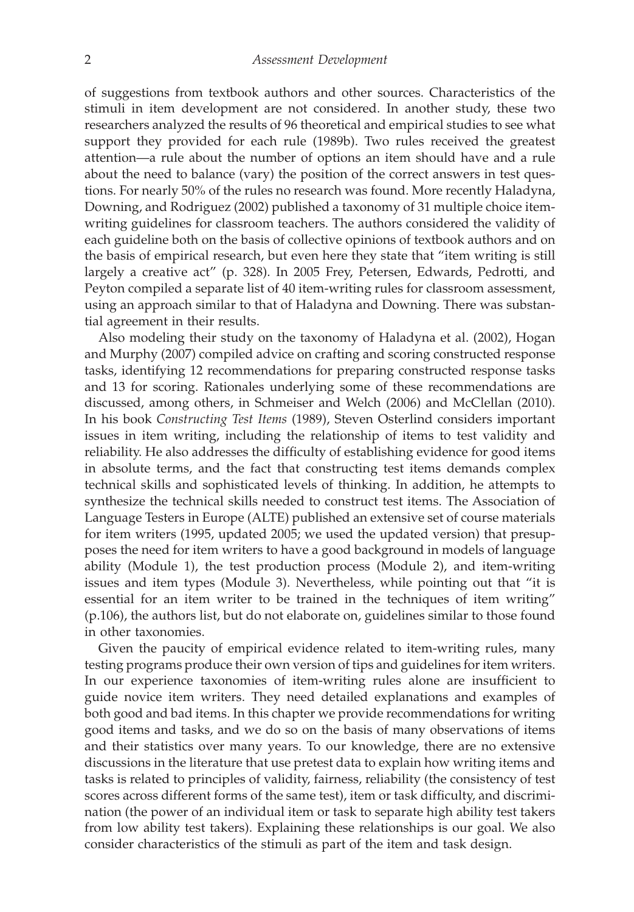of suggestions from textbook authors and other sources. Characteristics of the stimuli in item development are not considered. In another study, these two researchers analyzed the results of 96 theoretical and empirical studies to see what support they provided for each rule (1989b). Two rules received the greatest attention—a rule about the number of options an item should have and a rule about the need to balance (vary) the position of the correct answers in test questions. For nearly 50% of the rules no research was found. More recently Haladyna, Downing, and Rodriguez (2002) published a taxonomy of 31 multiple choice item-writing guidelines for classroom teachers. The authors considered the validity of each guideline both on the basis of collective opinions of textbook authors and on the basis of empirical research, but even here they state that "item writing is still largely a creative act" (p. 328). In 2005 Frey, Petersen, Edwards, Pedrotti, and Peyton compiled a separate list of 40 item-writing rules for classroom assessment, using an approach similar to that of Haladyna and Downing. There was substantial agreement in their results.

Also modeling their study on the taxonomy of Haladyna et al. (2002), Hogan and Murphy (2007) compiled advice on crafting and scoring constructed response tasks, identifying 12 recommendations for preparing constructed response tasks and 13 for scoring. Rationales underlying some of these recommendations are discussed, among others, in Schmeiser and Welch (2006) and McClellan (2010). In his book *Constructing Test Items* (1989), Steven Osterlind considers important issues in item writing, including the relationship of items to test validity and reliability. He also addresses the difficulty of establishing evidence for good items in absolute terms, and the fact that constructing test items demands complex technical skills and sophisticated levels of thinking. In addition, he attempts to synthesize the technical skills needed to construct test items. The Association of Language Testers in Europe (ALTE) published an extensive set of course materials for item writers (1995, updated 2005; we used the updated version) that presupposes the need for item writers to have a good background in models of language ability (Module 1), the test production process (Module 2), and item-writing issues and item types (Module 3). Nevertheless, while pointing out that "it is essential for an item writer to be trained in the techniques of item writing" (p.106), the authors list, but do not elaborate on, guidelines similar to those found in other taxonomies.

Given the paucity of empirical evidence related to item-writing rules, many testing programs produce their own version of tips and guidelines for item writers. In our experience taxonomies of item-writing rules alone are insufficient to guide novice item writers. They need detailed explanations and examples of both good and bad items. In this chapter we provide recommendations for writing good items and tasks, and we do so on the basis of many observations of items and their statistics over many years. To our knowledge, there are no extensive discussions in the literature that use pretest data to explain how writing items and tasks is related to principles of validity, fairness, reliability (the consistency of test scores across different forms of the same test), item or task difficulty, and discrimination (the power of an individual item or task to separate high ability test takers from low ability test takers). Explaining these relationships is our goal. We also consider characteristics of the stimuli as part of the item and task design.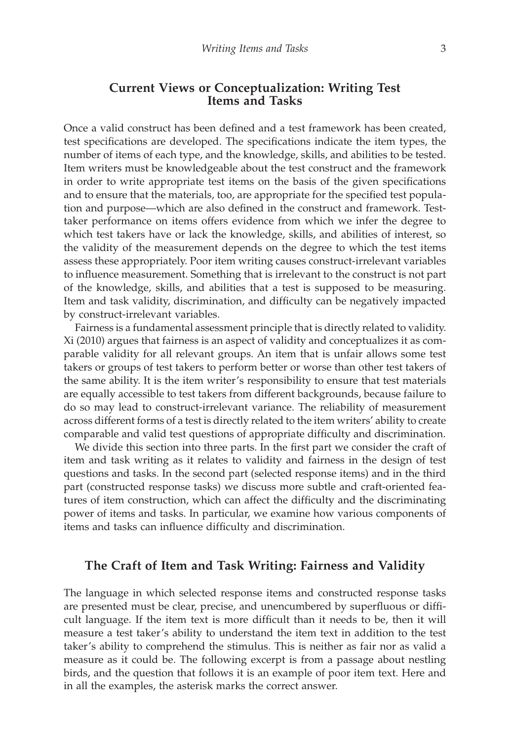## Current Views or Conceptualization: Writing Test Items and Tasks

Once a valid construct has been defined and a test framework has been created, test specifications are developed. The specifications indicate the item types, the number of items of each type, and the knowledge, skills, and abilities to be tested. Item writers must be knowledgeable about the test construct and the framework in order to write appropriate test items on the basis of the given specifications and to ensure that the materials, too, are appropriate for the specified test population and purpose—which are also defined in the construct and framework. Test-taker performance on items offers evidence from which we infer the degree to which test takers have or lack the knowledge, skills, and abilities of interest, so the validity of the measurement depends on the degree to which the test items assess these appropriately. Poor item writing causes construct-irrelevant variables to influence measurement. Something that is irrelevant to the construct is not part of the knowledge, skills, and abilities that a test is supposed to be measuring. Item and task validity, discrimination, and difficulty can be negatively impacted by construct-irrelevant variables.

Fairness is a fundamental assessment principle that is directly related to validity. Xi (2010) argues that fairness is an aspect of validity and conceptualizes it as comparable validity for all relevant groups. An item that is unfair allows some test takers or groups of test takers to perform better or worse than other test takers of the same ability. It is the item writer's responsibility to ensure that test materials are equally accessible to test takers from different backgrounds, because failure to do so may lead to construct-irrelevant variance. The reliability of measurement across different forms of a test is directly related to the item writers' ability to create comparable and valid test questions of appropriate difficulty and discrimination.

We divide this section into three parts. In the first part we consider the craft of item and task writing as it relates to validity and fairness in the design of test questions and tasks. In the second part (selected response items) and in the third part (constructed response tasks) we discuss more subtle and craft-oriented features of item construction, which can affect the difficulty and the discriminating power of items and tasks. In particular, we examine how various components of items and tasks can influence difficulty and discrimination.

## The Craft of Item and Task Writing: Fairness and Validity

The language in which selected response items and constructed response tasks are presented must be clear, precise, and unencumbered by superfluous or difficult language. If the item text is more difficult than it needs to be, then it will measure a test taker's ability to understand the item text in addition to the test taker's ability to comprehend the stimulus. This is neither as fair nor as valid a measure as it could be. The following excerpt is from a passage about nestling birds, and the question that follows it is an example of poor item text. Here and in all the examples, the asterisk marks the correct answer.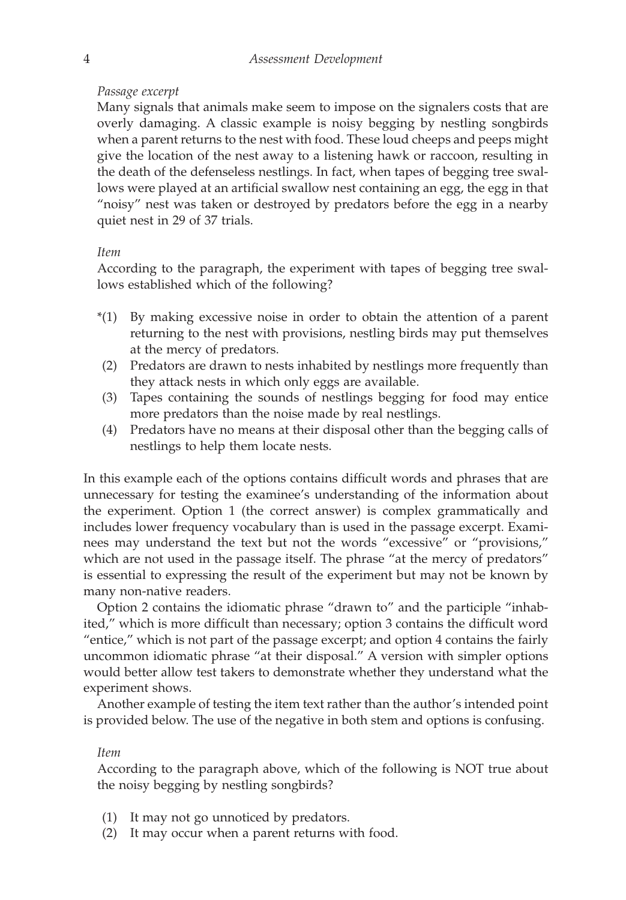*Passage excerpt*

Many signals that animals make seem to impose on the signalers costs that are overly damaging. A classic example is noisy begging by nestling songbirds when a parent returns to the nest with food. These loud cheeps and peeps might give the location of the nest away to a listening hawk or raccoon, resulting in the death of the defenseless nestlings. In fact, when tapes of begging tree swallows were played at an artificial swallow nest containing an egg, the egg in that "noisy" nest was taken or destroyed by predators before the egg in a nearby quiet nest in 29 of 37 trials.

*Item*

According to the paragraph, the experiment with tapes of begging tree swallows established which of the following?

*(1) By making excessive noise in order to obtain the attention of a parent returning to the nest with provisions, nestling birds may put themselves at the mercy of predators.
(2) Predators are drawn to nests inhabited by nestlings more frequently than they attack nests in which only eggs are available.
(3) Tapes containing the sounds of nestlings begging for food may entice more predators than the noise made by real nestlings.
(4) Predators have no means at their disposal other than the begging calls of nestlings to help them locate nests.

In this example each of the options contains difficult words and phrases that are unnecessary for testing the examinee's understanding of the information about the experiment. Option 1 (the correct answer) is complex grammatically and includes lower frequency vocabulary than is used in the passage excerpt. Examinees may understand the text but not the words "excessive" or "provisions," which are not used in the passage itself. The phrase "at the mercy of predators" is essential to expressing the result of the experiment but may not be known by many non-native readers.

Option 2 contains the idiomatic phrase "drawn to" and the participle "inhabited," which is more difficult than necessary; option 3 contains the difficult word "entice," which is not part of the passage excerpt; and option 4 contains the fairly uncommon idiomatic phrase "at their disposal." A version with simpler options would better allow test takers to demonstrate whether they understand what the experiment shows.

Another example of testing the item text rather than the author's intended point is provided below. The use of the negative in both stem and options is confusing.

*Item*

According to the paragraph above, which of the following is NOT true about the noisy begging by nestling songbirds?

(1) It may not go unnoticed by predators.
(2) It may occur when a parent returns with food.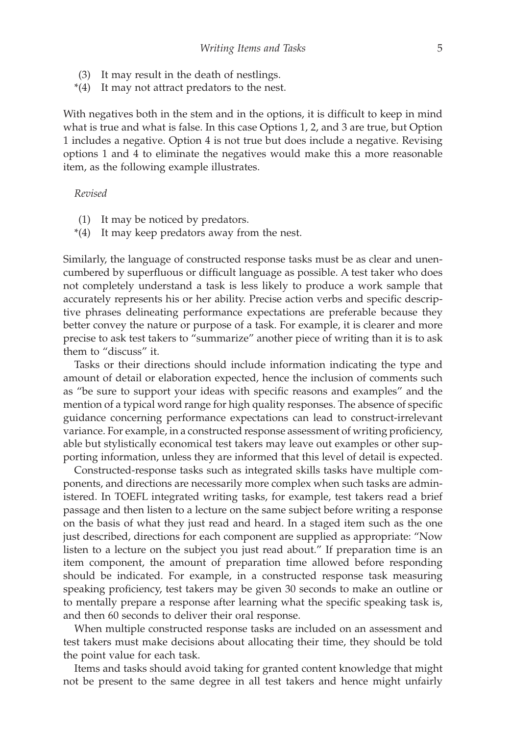(3) It may result in the death of nestlings.
*(4) It may not attract predators to the nest.

With negatives both in the stem and in the options, it is difficult to keep in mind what is true and what is false. In this case Options 1, 2, and 3 are true, but Option 1 includes a negative. Option 4 is not true but does include a negative. Revising options 1 and 4 to eliminate the negatives would make this a more reasonable item, as the following example illustrates.

*Revised*

(1) It may be noticed by predators.
*(4) It may keep predators away from the nest.

Similarly, the language of constructed response tasks must be as clear and unencumbered by superfluous or difficult language as possible. A test taker who does not completely understand a task is less likely to produce a work sample that accurately represents his or her ability. Precise action verbs and specific descriptive phrases delineating performance expectations are preferable because they better convey the nature or purpose of a task. For example, it is clearer and more precise to ask test takers to "summarize" another piece of writing than it is to ask them to "discuss" it.

Tasks or their directions should include information indicating the type and amount of detail or elaboration expected, hence the inclusion of comments such as "be sure to support your ideas with specific reasons and examples" and the mention of a typical word range for high quality responses. The absence of specific guidance concerning performance expectations can lead to construct-irrelevant variance. For example, in a constructed response assessment of writing proficiency, able but stylistically economical test takers may leave out examples or other supporting information, unless they are informed that this level of detail is expected.

Constructed-response tasks such as integrated skills tasks have multiple components, and directions are necessarily more complex when such tasks are administered. In TOEFL integrated writing tasks, for example, test takers read a brief passage and then listen to a lecture on the same subject before writing a response on the basis of what they just read and heard. In a staged item such as the one just described, directions for each component are supplied as appropriate: "Now listen to a lecture on the subject you just read about." If preparation time is an item component, the amount of preparation time allowed before responding should be indicated. For example, in a constructed response task measuring speaking proficiency, test takers may be given 30 seconds to make an outline or to mentally prepare a response after learning what the specific speaking task is, and then 60 seconds to deliver their oral response.

When multiple constructed response tasks are included on an assessment and test takers must make decisions about allocating their time, they should be told the point value for each task.

Items and tasks should avoid taking for granted content knowledge that might not be present to the same degree in all test takers and hence might unfairly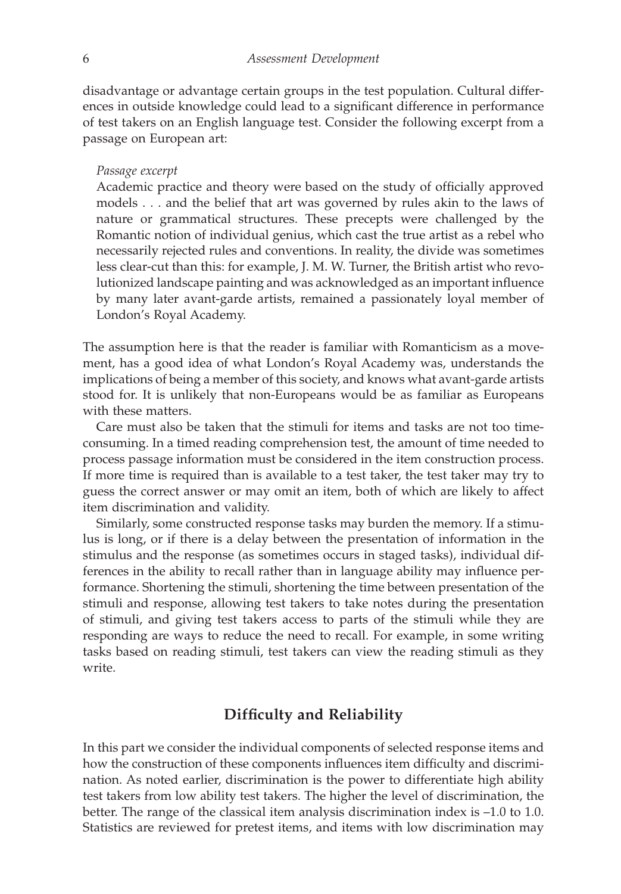disadvantage or advantage certain groups in the test population. Cultural differences in outside knowledge could lead to a significant difference in performance of test takers on an English language test. Consider the following excerpt from a passage on European art:

> *Passage excerpt*
>
> Academic practice and theory were based on the study of officially approved models . . . and the belief that art was governed by rules akin to the laws of nature or grammatical structures. These precepts were challenged by the Romantic notion of individual genius, which cast the true artist as a rebel who necessarily rejected rules and conventions. In reality, the divide was sometimes less clear-cut than this: for example, J. M. W. Turner, the British artist who revolutionized landscape painting and was acknowledged as an important influence by many later avant-garde artists, remained a passionately loyal member of London's Royal Academy.

The assumption here is that the reader is familiar with Romanticism as a movement, has a good idea of what London's Royal Academy was, understands the implications of being a member of this society, and knows what avant-garde artists stood for. It is unlikely that non-Europeans would be as familiar as Europeans with these matters.

Care must also be taken that the stimuli for items and tasks are not too time-consuming. In a timed reading comprehension test, the amount of time needed to process passage information must be considered in the item construction process. If more time is required than is available to a test taker, the test taker may try to guess the correct answer or may omit an item, both of which are likely to affect item discrimination and validity.

Similarly, some constructed response tasks may burden the memory. If a stimulus is long, or if there is a delay between the presentation of information in the stimulus and the response (as sometimes occurs in staged tasks), individual differences in the ability to recall rather than in language ability may influence performance. Shortening the stimuli, shortening the time between presentation of the stimuli and response, allowing test takers to take notes during the presentation of stimuli, and giving test takers access to parts of the stimuli while they are responding are ways to reduce the need to recall. For example, in some writing tasks based on reading stimuli, test takers can view the reading stimuli as they write.

## Difficulty and Reliability

In this part we consider the individual components of selected response items and how the construction of these components influences item difficulty and discrimination. As noted earlier, discrimination is the power to differentiate high ability test takers from low ability test takers. The higher the level of discrimination, the better. The range of the classical item analysis discrimination index is –1.0 to 1.0. Statistics are reviewed for pretest items, and items with low discrimination may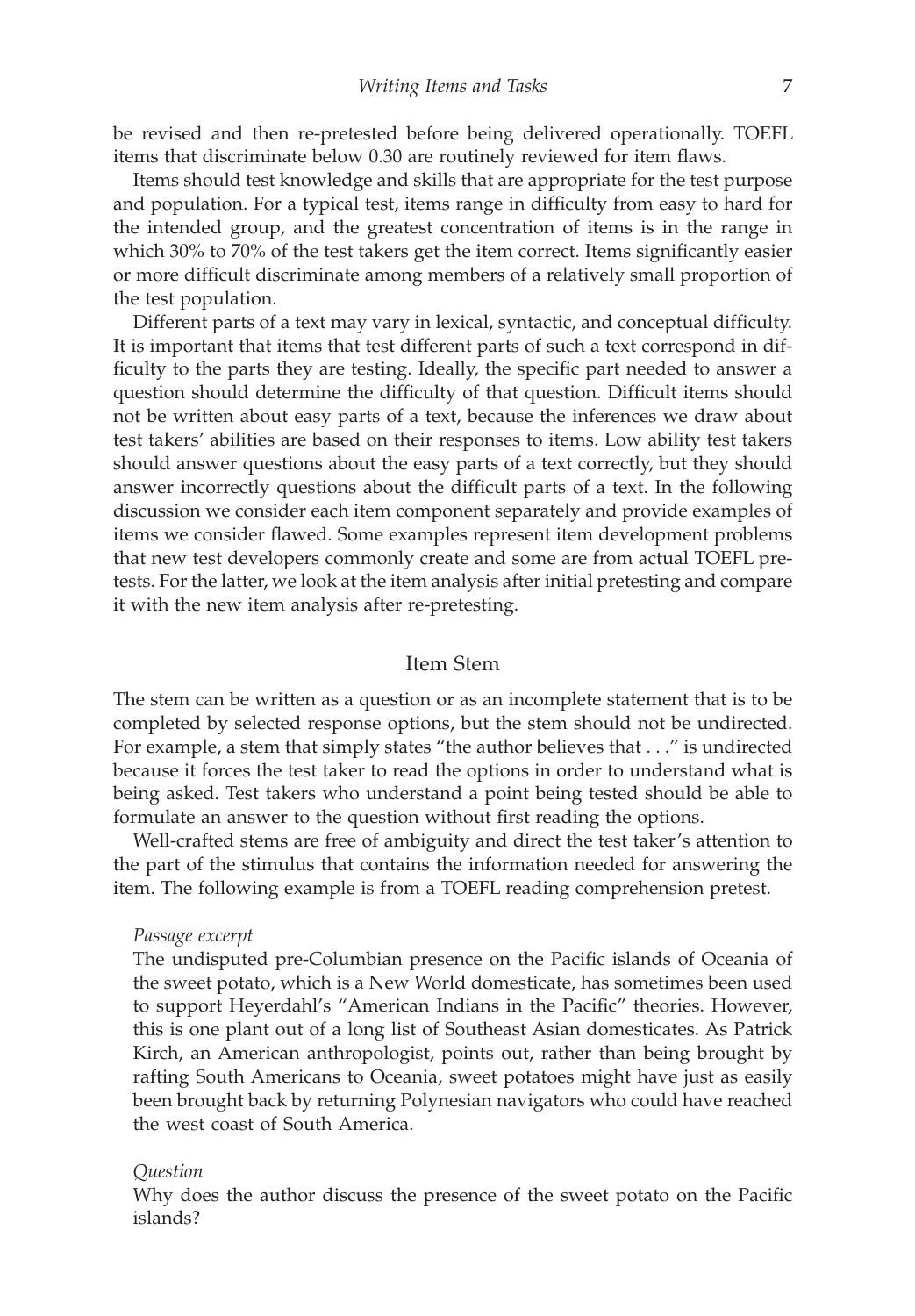be revised and then re-pretested before being delivered operationally. TOEFL items that discriminate below 0.30 are routinely reviewed for item flaws.

Items should test knowledge and skills that are appropriate for the test purpose and population. For a typical test, items range in difficulty from easy to hard for the intended group, and the greatest concentration of items is in the range in which 30% to 70% of the test takers get the item correct. Items significantly easier or more difficult discriminate among members of a relatively small proportion of the test population.

Different parts of a text may vary in lexical, syntactic, and conceptual difficulty. It is important that items that test different parts of such a text correspond in difficulty to the parts they are testing. Ideally, the specific part needed to answer a question should determine the difficulty of that question. Difficult items should not be written about easy parts of a text, because the inferences we draw about test takers' abilities are based on their responses to items. Low ability test takers should answer questions about the easy parts of a text correctly, but they should answer incorrectly questions about the difficult parts of a text. In the following discussion we consider each item component separately and provide examples of items we consider flawed. Some examples represent item development problems that new test developers commonly create and some are from actual TOEFL pretests. For the latter, we look at the item analysis after initial pretesting and compare it with the new item analysis after re-pretesting.

## Item Stem

The stem can be written as a question or as an incomplete statement that is to be completed by selected response options, but the stem should not be undirected. For example, a stem that simply states "the author believes that . . ." is undirected because it forces the test taker to read the options in order to understand what is being asked. Test takers who understand a point being tested should be able to formulate an answer to the question without first reading the options.

Well-crafted stems are free of ambiguity and direct the test taker's attention to the part of the stimulus that contains the information needed for answering the item. The following example is from a TOEFL reading comprehension pretest.

> *Passage excerpt*
>
> The undisputed pre-Columbian presence on the Pacific islands of Oceania of the sweet potato, which is a New World domesticate, has sometimes been used to support Heyerdahl's "American Indians in the Pacific" theories. However, this is one plant out of a long list of Southeast Asian domesticates. As Patrick Kirch, an American anthropologist, points out, rather than being brought by rafting South Americans to Oceania, sweet potatoes might have just as easily been brought back by returning Polynesian navigators who could have reached the west coast of South America.
>
> *Question*
>
> Why does the author discuss the presence of the sweet potato on the Pacific islands?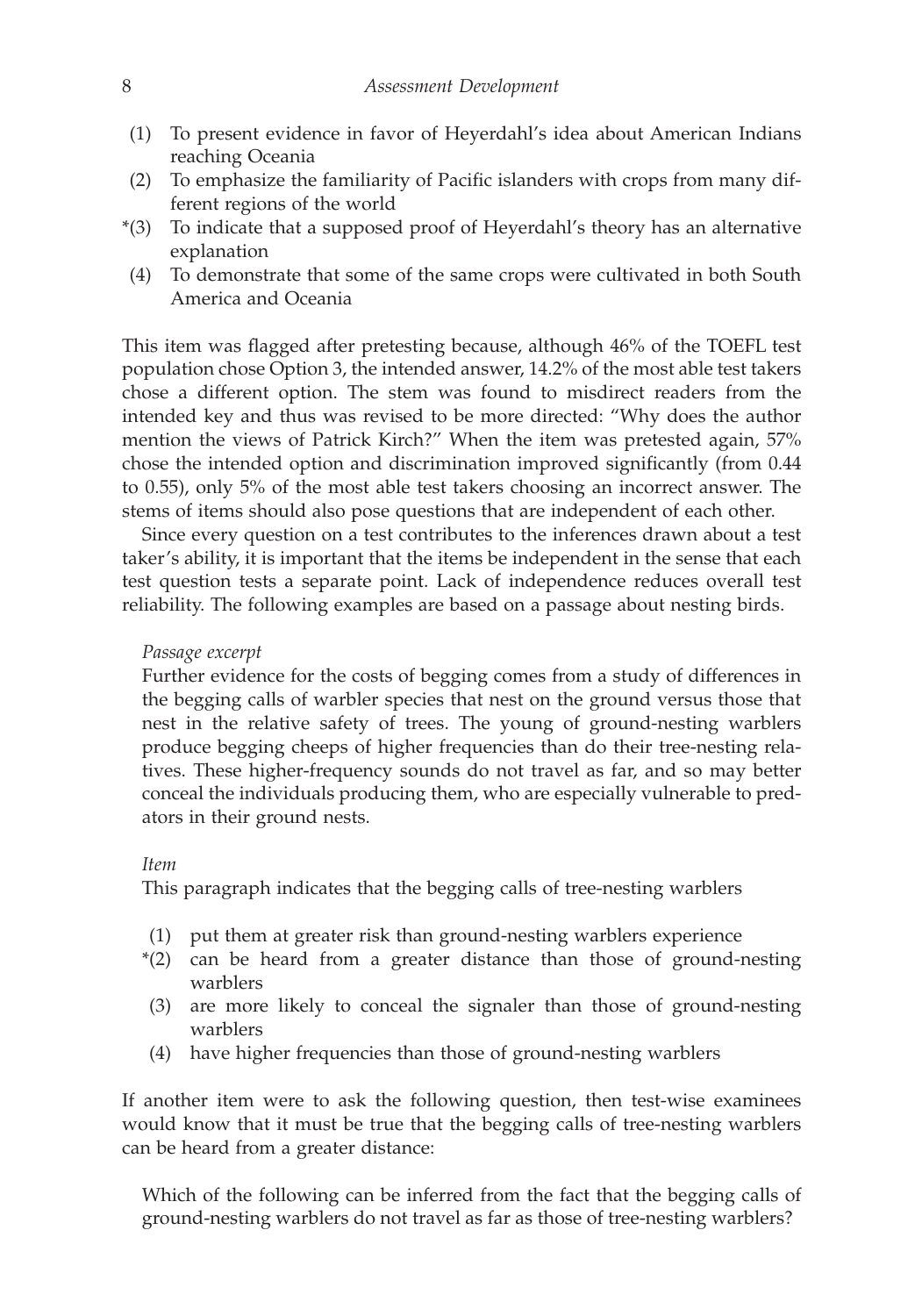(1) To present evidence in favor of Heyerdahl's idea about American Indians reaching Oceania
(2) To emphasize the familiarity of Pacific islanders with crops from many different regions of the world
*(3) To indicate that a supposed proof of Heyerdahl's theory has an alternative explanation
(4) To demonstrate that some of the same crops were cultivated in both South America and Oceania

This item was flagged after pretesting because, although 46% of the TOEFL test population chose Option 3, the intended answer, 14.2% of the most able test takers chose a different option. The stem was found to misdirect readers from the intended key and thus was revised to be more directed: "Why does the author mention the views of Patrick Kirch?" When the item was pretested again, 57% chose the intended option and discrimination improved significantly (from 0.44 to 0.55), only 5% of the most able test takers choosing an incorrect answer. The stems of items should also pose questions that are independent of each other.

Since every question on a test contributes to the inferences drawn about a test taker's ability, it is important that the items be independent in the sense that each test question tests a separate point. Lack of independence reduces overall test reliability. The following examples are based on a passage about nesting birds.

> *Passage excerpt*
>
> Further evidence for the costs of begging comes from a study of differences in the begging calls of warbler species that nest on the ground versus those that nest in the relative safety of trees. The young of ground-nesting warblers produce begging cheeps of higher frequencies than do their tree-nesting relatives. These higher-frequency sounds do not travel as far, and so may better conceal the individuals producing them, who are especially vulnerable to predators in their ground nests.
>
> *Item*
>
> This paragraph indicates that the begging calls of tree-nesting warblers
>
> (1) put them at greater risk than ground-nesting warblers experience
> *(2) can be heard from a greater distance than those of ground-nesting warblers
> (3) are more likely to conceal the signaler than those of ground-nesting warblers
> (4) have higher frequencies than those of ground-nesting warblers

If another item were to ask the following question, then test-wise examinees would know that it must be true that the begging calls of tree-nesting warblers can be heard from a greater distance:

> Which of the following can be inferred from the fact that the begging calls of ground-nesting warblers do not travel as far as those of tree-nesting warblers?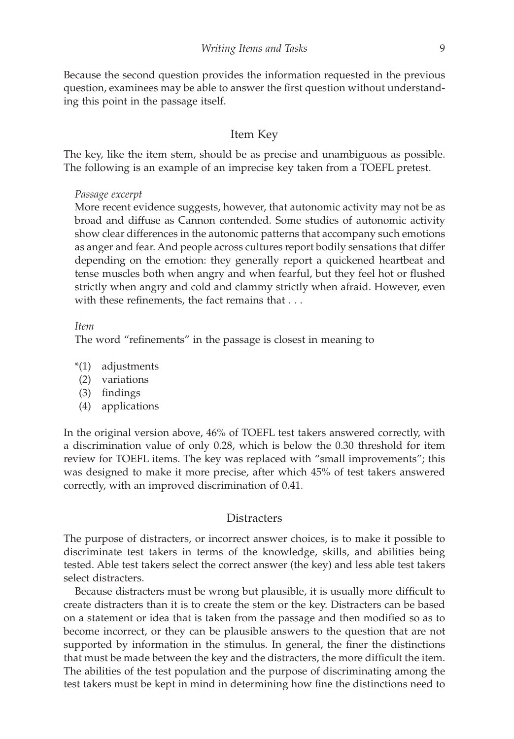Because the second question provides the information requested in the previous question, examinees may be able to answer the first question without understanding this point in the passage itself.

## Item Key

The key, like the item stem, should be as precise and unambiguous as possible. The following is an example of an imprecise key taken from a TOEFL pretest.

> *Passage excerpt*
>
> More recent evidence suggests, however, that autonomic activity may not be as broad and diffuse as Cannon contended. Some studies of autonomic activity show clear differences in the autonomic patterns that accompany such emotions as anger and fear. And people across cultures report bodily sensations that differ depending on the emotion: they generally report a quickened heartbeat and tense muscles both when angry and when fearful, but they feel hot or flushed strictly when angry and cold and clammy strictly when afraid. However, even with these refinements, the fact remains that . . .
>
> *Item*
>
> The word "refinements" in the passage is closest in meaning to
>
> *(1) adjustments
> (2) variations
> (3) findings
> (4) applications

In the original version above, 46% of TOEFL test takers answered correctly, with a discrimination value of only 0.28, which is below the 0.30 threshold for item review for TOEFL items. The key was replaced with "small improvements"; this was designed to make it more precise, after which 45% of test takers answered correctly, with an improved discrimination of 0.41.

## Distracters

The purpose of distracters, or incorrect answer choices, is to make it possible to discriminate test takers in terms of the knowledge, skills, and abilities being tested. Able test takers select the correct answer (the key) and less able test takers select distracters.

Because distracters must be wrong but plausible, it is usually more difficult to create distracters than it is to create the stem or the key. Distracters can be based on a statement or idea that is taken from the passage and then modified so as to become incorrect, or they can be plausible answers to the question that are not supported by information in the stimulus. In general, the finer the distinctions that must be made between the key and the distracters, the more difficult the item. The abilities of the test population and the purpose of discriminating among the test takers must be kept in mind in determining how fine the distinctions need to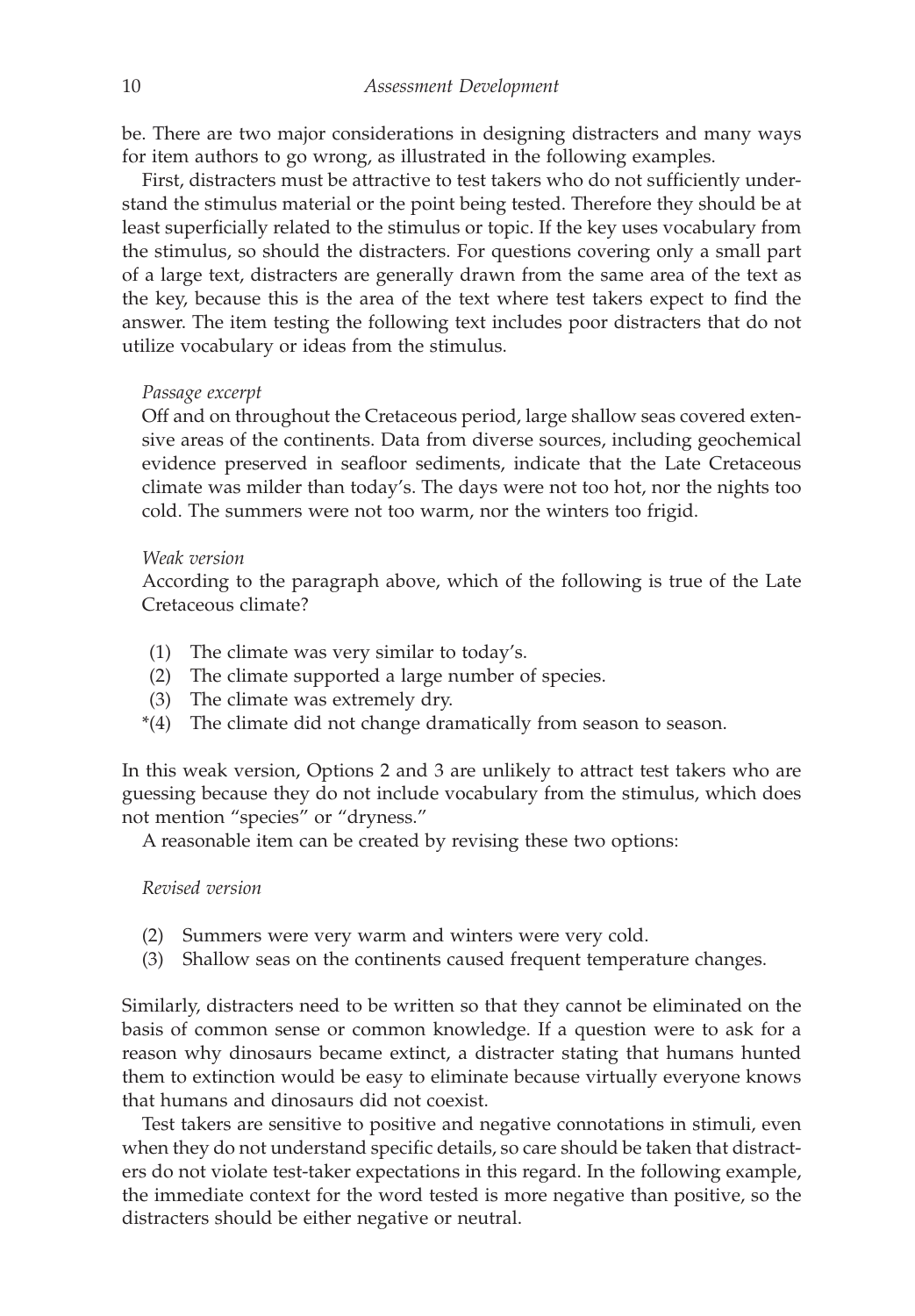be. There are two major considerations in designing distracters and many ways for item authors to go wrong, as illustrated in the following examples.

First, distracters must be attractive to test takers who do not sufficiently understand the stimulus material or the point being tested. Therefore they should be at least superficially related to the stimulus or topic. If the key uses vocabulary from the stimulus, so should the distracters. For questions covering only a small part of a large text, distracters are generally drawn from the same area of the text as the key, because this is the area of the text where test takers expect to find the answer. The item testing the following text includes poor distracters that do not utilize vocabulary or ideas from the stimulus.

*Passage excerpt*

Off and on throughout the Cretaceous period, large shallow seas covered extensive areas of the continents. Data from diverse sources, including geochemical evidence preserved in seafloor sediments, indicate that the Late Cretaceous climate was milder than today's. The days were not too hot, nor the nights too cold. The summers were not too warm, nor the winters too frigid.

*Weak version*

According to the paragraph above, which of the following is true of the Late Cretaceous climate?

(1) The climate was very similar to today's.
(2) The climate supported a large number of species.
(3) The climate was extremely dry.
*(4) The climate did not change dramatically from season to season.

In this weak version, Options 2 and 3 are unlikely to attract test takers who are guessing because they do not include vocabulary from the stimulus, which does not mention "species" or "dryness."

A reasonable item can be created by revising these two options:

*Revised version*

(2) Summers were very warm and winters were very cold.
(3) Shallow seas on the continents caused frequent temperature changes.

Similarly, distracters need to be written so that they cannot be eliminated on the basis of common sense or common knowledge. If a question were to ask for a reason why dinosaurs became extinct, a distracter stating that humans hunted them to extinction would be easy to eliminate because virtually everyone knows that humans and dinosaurs did not coexist.

Test takers are sensitive to positive and negative connotations in stimuli, even when they do not understand specific details, so care should be taken that distracters do not violate test-taker expectations in this regard. In the following example, the immediate context for the word tested is more negative than positive, so the distracters should be either negative or neutral.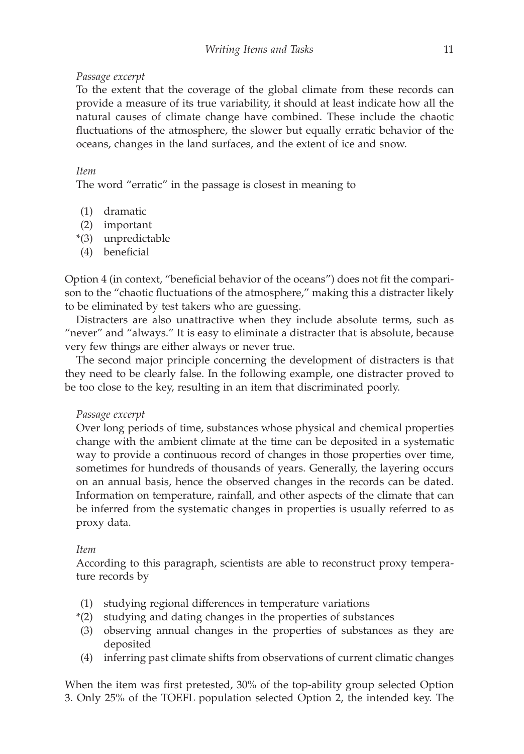*Passage excerpt*

To the extent that the coverage of the global climate from these records can provide a measure of its true variability, it should at least indicate how all the natural causes of climate change have combined. These include the chaotic fluctuations of the atmosphere, the slower but equally erratic behavior of the oceans, changes in the land surfaces, and the extent of ice and snow.

*Item*

The word "erratic" in the passage is closest in meaning to

(1) dramatic
(2) important
*(3) unpredictable
(4) beneficial

Option 4 (in context, "beneficial behavior of the oceans") does not fit the comparison to the "chaotic fluctuations of the atmosphere," making this a distracter likely to be eliminated by test takers who are guessing.

Distracters are also unattractive when they include absolute terms, such as "never" and "always." It is easy to eliminate a distracter that is absolute, because very few things are either always or never true.

The second major principle concerning the development of distracters is that they need to be clearly false. In the following example, one distracter proved to be too close to the key, resulting in an item that discriminated poorly.

*Passage excerpt*

Over long periods of time, substances whose physical and chemical properties change with the ambient climate at the time can be deposited in a systematic way to provide a continuous record of changes in those properties over time, sometimes for hundreds of thousands of years. Generally, the layering occurs on an annual basis, hence the observed changes in the records can be dated. Information on temperature, rainfall, and other aspects of the climate that can be inferred from the systematic changes in properties is usually referred to as proxy data.

*Item*

According to this paragraph, scientists are able to reconstruct proxy temperature records by

(1) studying regional differences in temperature variations
*(2) studying and dating changes in the properties of substances
(3) observing annual changes in the properties of substances as they are deposited
(4) inferring past climate shifts from observations of current climatic changes

When the item was first pretested, 30% of the top-ability group selected Option 3. Only 25% of the TOEFL population selected Option 2, the intended key. The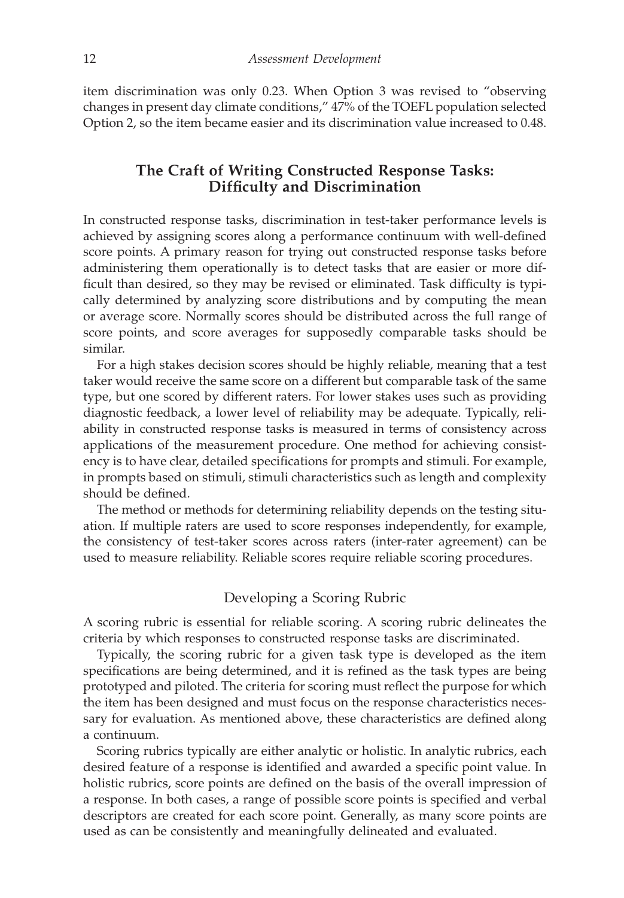item discrimination was only 0.23. When Option 3 was revised to "observing changes in present day climate conditions," 47% of the TOEFL population selected Option 2, so the item became easier and its discrimination value increased to 0.48.

## The Craft of Writing Constructed Response Tasks: Difficulty and Discrimination

In constructed response tasks, discrimination in test-taker performance levels is achieved by assigning scores along a performance continuum with well-defined score points. A primary reason for trying out constructed response tasks before administering them operationally is to detect tasks that are easier or more difficult than desired, so they may be revised or eliminated. Task difficulty is typically determined by analyzing score distributions and by computing the mean or average score. Normally scores should be distributed across the full range of score points, and score averages for supposedly comparable tasks should be similar.

For a high stakes decision scores should be highly reliable, meaning that a test taker would receive the same score on a different but comparable task of the same type, but one scored by different raters. For lower stakes uses such as providing diagnostic feedback, a lower level of reliability may be adequate. Typically, reliability in constructed response tasks is measured in terms of consistency across applications of the measurement procedure. One method for achieving consistency is to have clear, detailed specifications for prompts and stimuli. For example, in prompts based on stimuli, stimuli characteristics such as length and complexity should be defined.

The method or methods for determining reliability depends on the testing situation. If multiple raters are used to score responses independently, for example, the consistency of test-taker scores across raters (inter-rater agreement) can be used to measure reliability. Reliable scores require reliable scoring procedures.

### Developing a Scoring Rubric

A scoring rubric is essential for reliable scoring. A scoring rubric delineates the criteria by which responses to constructed response tasks are discriminated.

Typically, the scoring rubric for a given task type is developed as the item specifications are being determined, and it is refined as the task types are being prototyped and piloted. The criteria for scoring must reflect the purpose for which the item has been designed and must focus on the response characteristics necessary for evaluation. As mentioned above, these characteristics are defined along a continuum.

Scoring rubrics typically are either analytic or holistic. In analytic rubrics, each desired feature of a response is identified and awarded a specific point value. In holistic rubrics, score points are defined on the basis of the overall impression of a response. In both cases, a range of possible score points is specified and verbal descriptors are created for each score point. Generally, as many score points are used as can be consistently and meaningfully delineated and evaluated.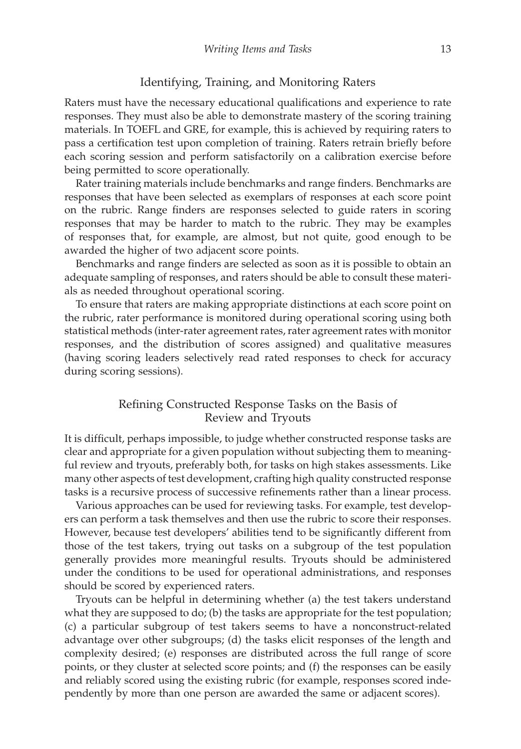## Identifying, Training, and Monitoring Raters

Raters must have the necessary educational qualifications and experience to rate responses. They must also be able to demonstrate mastery of the scoring training materials. In TOEFL and GRE, for example, this is achieved by requiring raters to pass a certification test upon completion of training. Raters retrain briefly before each scoring session and perform satisfactorily on a calibration exercise before being permitted to score operationally.

Rater training materials include benchmarks and range finders. Benchmarks are responses that have been selected as exemplars of responses at each score point on the rubric. Range finders are responses selected to guide raters in scoring responses that may be harder to match to the rubric. They may be examples of responses that, for example, are almost, but not quite, good enough to be awarded the higher of two adjacent score points.

Benchmarks and range finders are selected as soon as it is possible to obtain an adequate sampling of responses, and raters should be able to consult these materials as needed throughout operational scoring.

To ensure that raters are making appropriate distinctions at each score point on the rubric, rater performance is monitored during operational scoring using both statistical methods (inter-rater agreement rates, rater agreement rates with monitor responses, and the distribution of scores assigned) and qualitative measures (having scoring leaders selectively read rated responses to check for accuracy during scoring sessions).

## Refining Constructed Response Tasks on the Basis of Review and Tryouts

It is difficult, perhaps impossible, to judge whether constructed response tasks are clear and appropriate for a given population without subjecting them to meaningful review and tryouts, preferably both, for tasks on high stakes assessments. Like many other aspects of test development, crafting high quality constructed response tasks is a recursive process of successive refinements rather than a linear process.

Various approaches can be used for reviewing tasks. For example, test developers can perform a task themselves and then use the rubric to score their responses. However, because test developers' abilities tend to be significantly different from those of the test takers, trying out tasks on a subgroup of the test population generally provides more meaningful results. Tryouts should be administered under the conditions to be used for operational administrations, and responses should be scored by experienced raters.

Tryouts can be helpful in determining whether (a) the test takers understand what they are supposed to do; (b) the tasks are appropriate for the test population; (c) a particular subgroup of test takers seems to have a nonconstruct-related advantage over other subgroups; (d) the tasks elicit responses of the length and complexity desired; (e) responses are distributed across the full range of score points, or they cluster at selected score points; and (f) the responses can be easily and reliably scored using the existing rubric (for example, responses scored independently by more than one person are awarded the same or adjacent scores).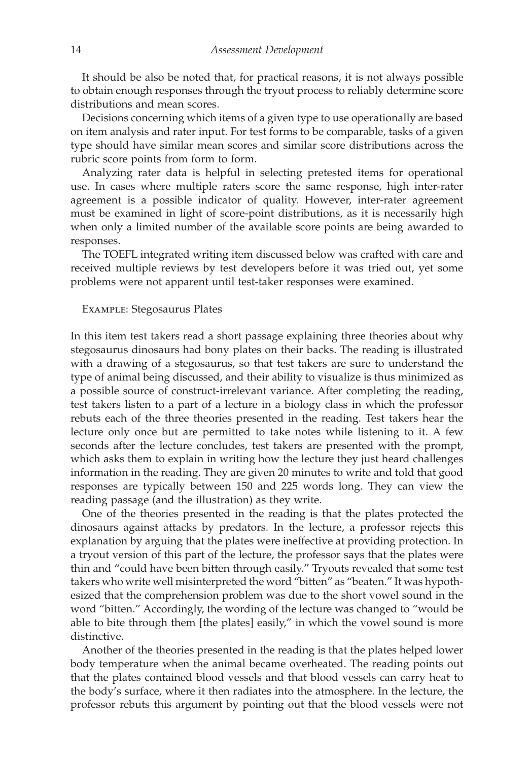It should be also be noted that, for practical reasons, it is not always possible to obtain enough responses through the tryout process to reliably determine score distributions and mean scores.

Decisions concerning which items of a given type to use operationally are based on item analysis and rater input. For test forms to be comparable, tasks of a given type should have similar mean scores and similar score distributions across the rubric score points from form to form.

Analyzing rater data is helpful in selecting pretested items for operational use. In cases where multiple raters score the same response, high inter-rater agreement is a possible indicator of quality. However, inter-rater agreement must be examined in light of score-point distributions, as it is necessarily high when only a limited number of the available score points are being awarded to responses.

The TOEFL integrated writing item discussed below was crafted with care and received multiple reviews by test developers before it was tried out, yet some problems were not apparent until test-taker responses were examined.

### Example: Stegosaurus Plates

In this item test takers read a short passage explaining three theories about why stegosaurus dinosaurs had bony plates on their backs. The reading is illustrated with a drawing of a stegosaurus, so that test takers are sure to understand the type of animal being discussed, and their ability to visualize is thus minimized as a possible source of construct-irrelevant variance. After completing the reading, test takers listen to a part of a lecture in a biology class in which the professor rebuts each of the three theories presented in the reading. Test takers hear the lecture only once but are permitted to take notes while listening to it. A few seconds after the lecture concludes, test takers are presented with the prompt, which asks them to explain in writing how the lecture they just heard challenges information in the reading. They are given 20 minutes to write and told that good responses are typically between 150 and 225 words long. They can view the reading passage (and the illustration) as they write.

One of the theories presented in the reading is that the plates protected the dinosaurs against attacks by predators. In the lecture, a professor rejects this explanation by arguing that the plates were ineffective at providing protection. In a tryout version of this part of the lecture, the professor says that the plates were thin and "could have been bitten through easily." Tryouts revealed that some test takers who write well misinterpreted the word "bitten" as "beaten." It was hypothesized that the comprehension problem was due to the short vowel sound in the word "bitten." Accordingly, the wording of the lecture was changed to "would be able to bite through them [the plates] easily," in which the vowel sound is more distinctive.

Another of the theories presented in the reading is that the plates helped lower body temperature when the animal became overheated. The reading points out that the plates contained blood vessels and that blood vessels can carry heat to the body's surface, where it then radiates into the atmosphere. In the lecture, the professor rebuts this argument by pointing out that the blood vessels were not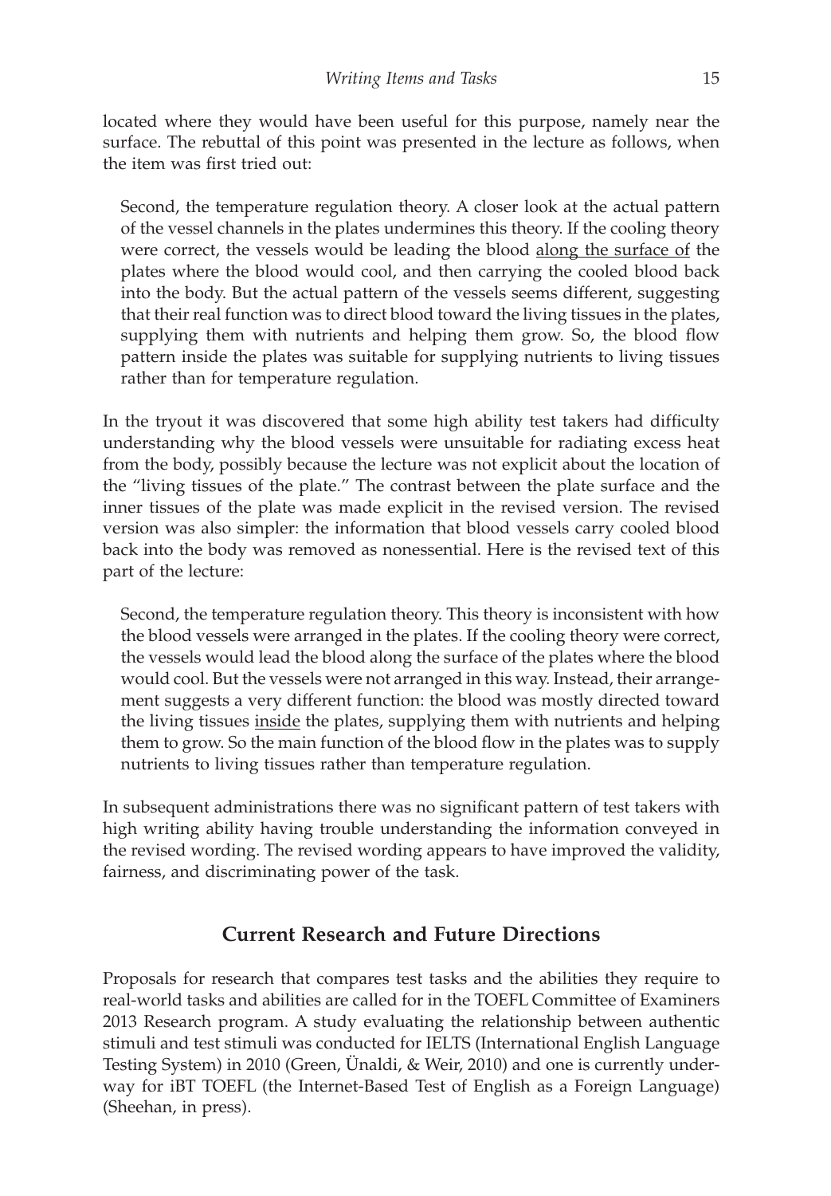located where they would have been useful for this purpose, namely near the surface. The rebuttal of this point was presented in the lecture as follows, when the item was first tried out:

> Second, the temperature regulation theory. A closer look at the actual pattern of the vessel channels in the plates undermines this theory. If the cooling theory were correct, the vessels would be leading the blood <u>along the surface of</u> the plates where the blood would cool, and then carrying the cooled blood back into the body. But the actual pattern of the vessels seems different, suggesting that their real function was to direct blood toward the living tissues in the plates, supplying them with nutrients and helping them grow. So, the blood flow pattern inside the plates was suitable for supplying nutrients to living tissues rather than for temperature regulation.

In the tryout it was discovered that some high ability test takers had difficulty understanding why the blood vessels were unsuitable for radiating excess heat from the body, possibly because the lecture was not explicit about the location of the "living tissues of the plate." The contrast between the plate surface and the inner tissues of the plate was made explicit in the revised version. The revised version was also simpler: the information that blood vessels carry cooled blood back into the body was removed as nonessential. Here is the revised text of this part of the lecture:

> Second, the temperature regulation theory. This theory is inconsistent with how the blood vessels were arranged in the plates. If the cooling theory were correct, the vessels would lead the blood along the surface of the plates where the blood would cool. But the vessels were not arranged in this way. Instead, their arrangement suggests a very different function: the blood was mostly directed toward the living tissues <u>inside</u> the plates, supplying them with nutrients and helping them to grow. So the main function of the blood flow in the plates was to supply nutrients to living tissues rather than temperature regulation.

In subsequent administrations there was no significant pattern of test takers with high writing ability having trouble understanding the information conveyed in the revised wording. The revised wording appears to have improved the validity, fairness, and discriminating power of the task.

## Current Research and Future Directions

Proposals for research that compares test tasks and the abilities they require to real-world tasks and abilities are called for in the TOEFL Committee of Examiners 2013 Research program. A study evaluating the relationship between authentic stimuli and test stimuli was conducted for IELTS (International English Language Testing System) in 2010 (Green, Ünaldi, & Weir, 2010) and one is currently underway for iBT TOEFL (the Internet-Based Test of English as a Foreign Language) (Sheehan, in press).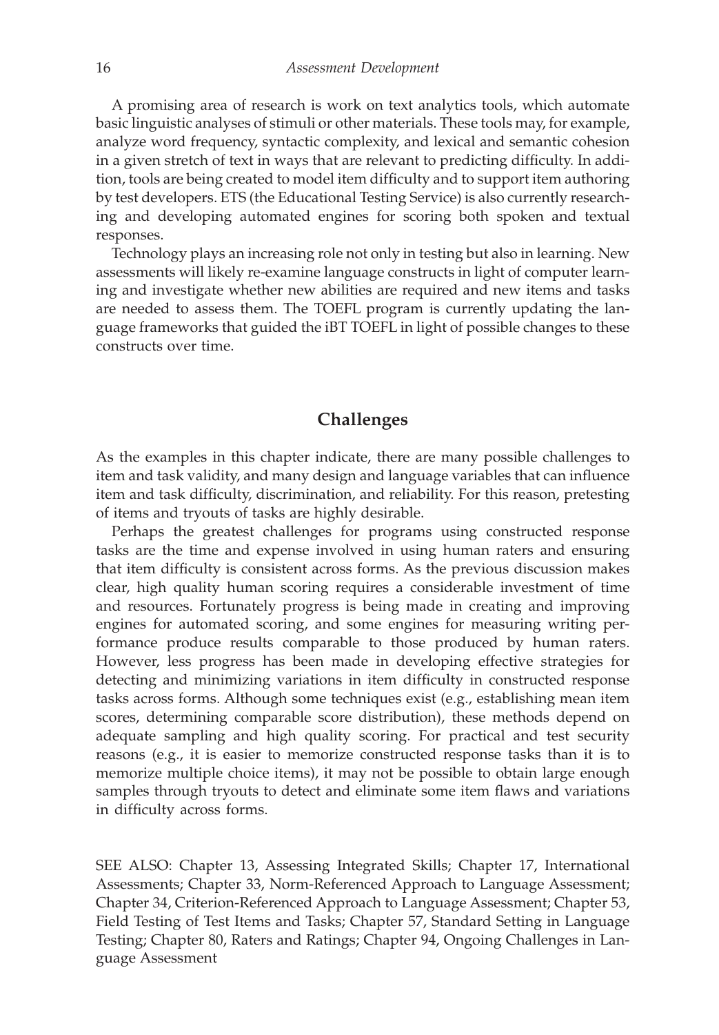A promising area of research is work on text analytics tools, which automate basic linguistic analyses of stimuli or other materials. These tools may, for example, analyze word frequency, syntactic complexity, and lexical and semantic cohesion in a given stretch of text in ways that are relevant to predicting difficulty. In addition, tools are being created to model item difficulty and to support item authoring by test developers. ETS (the Educational Testing Service) is also currently researching and developing automated engines for scoring both spoken and textual responses.

Technology plays an increasing role not only in testing but also in learning. New assessments will likely re-examine language constructs in light of computer learning and investigate whether new abilities are required and new items and tasks are needed to assess them. The TOEFL program is currently updating the language frameworks that guided the iBT TOEFL in light of possible changes to these constructs over time.

## Challenges

As the examples in this chapter indicate, there are many possible challenges to item and task validity, and many design and language variables that can influence item and task difficulty, discrimination, and reliability. For this reason, pretesting of items and tryouts of tasks are highly desirable.

Perhaps the greatest challenges for programs using constructed response tasks are the time and expense involved in using human raters and ensuring that item difficulty is consistent across forms. As the previous discussion makes clear, high quality human scoring requires a considerable investment of time and resources. Fortunately progress is being made in creating and improving engines for automated scoring, and some engines for measuring writing performance produce results comparable to those produced by human raters. However, less progress has been made in developing effective strategies for detecting and minimizing variations in item difficulty in constructed response tasks across forms. Although some techniques exist (e.g., establishing mean item scores, determining comparable score distribution), these methods depend on adequate sampling and high quality scoring. For practical and test security reasons (e.g., it is easier to memorize constructed response tasks than it is to memorize multiple choice items), it may not be possible to obtain large enough samples through tryouts to detect and eliminate some item flaws and variations in difficulty across forms.

SEE ALSO: Chapter 13, Assessing Integrated Skills; Chapter 17, International Assessments; Chapter 33, Norm-Referenced Approach to Language Assessment; Chapter 34, Criterion-Referenced Approach to Language Assessment; Chapter 53, Field Testing of Test Items and Tasks; Chapter 57, Standard Setting in Language Testing; Chapter 80, Raters and Ratings; Chapter 94, Ongoing Challenges in Language Assessment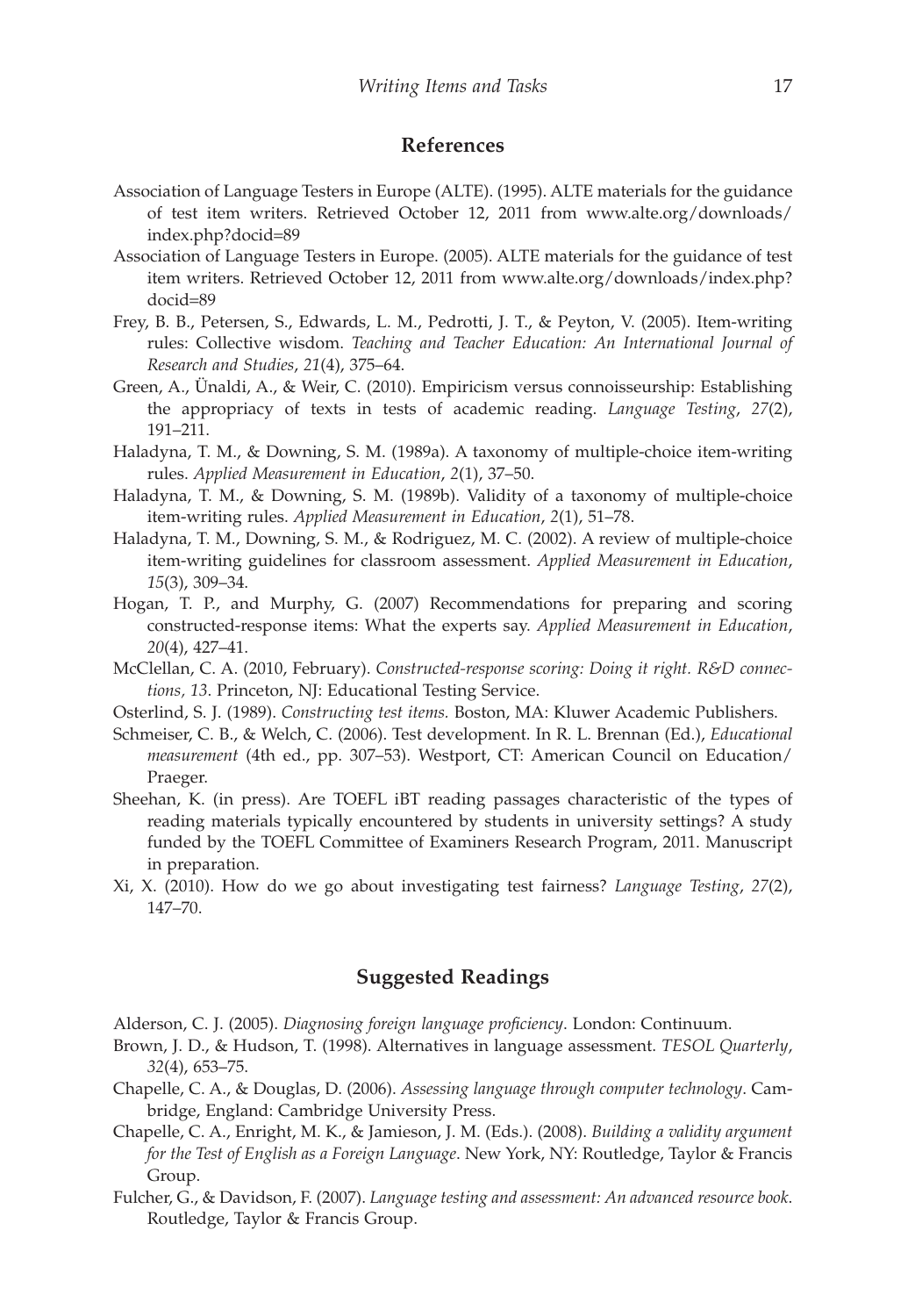## References

Association of Language Testers in Europe (ALTE). (1995). ALTE materials for the guidance of test item writers. Retrieved October 12, 2011 from www.alte.org/downloads/index.php?docid=89

Association of Language Testers in Europe. (2005). ALTE materials for the guidance of test item writers. Retrieved October 12, 2011 from www.alte.org/downloads/index.php?docid=89

Frey, B. B., Petersen, S., Edwards, L. M., Pedrotti, J. T., & Peyton, V. (2005). Item-writing rules: Collective wisdom. *Teaching and Teacher Education: An International Journal of Research and Studies*, *21*(4), 375–64.

Green, A., Ünaldi, A., & Weir, C. (2010). Empiricism versus connoisseurship: Establishing the appropriacy of texts in tests of academic reading. *Language Testing*, *27*(2), 191–211.

Haladyna, T. M., & Downing, S. M. (1989a). A taxonomy of multiple-choice item-writing rules. *Applied Measurement in Education*, *2*(1), 37–50.

Haladyna, T. M., & Downing, S. M. (1989b). Validity of a taxonomy of multiple-choice item-writing rules. *Applied Measurement in Education*, *2*(1), 51–78.

Haladyna, T. M., Downing, S. M., & Rodriguez, M. C. (2002). A review of multiple-choice item-writing guidelines for classroom assessment. *Applied Measurement in Education*, *15*(3), 309–34.

Hogan, T. P., and Murphy, G. (2007) Recommendations for preparing and scoring constructed-response items: What the experts say. *Applied Measurement in Education*, *20*(4), 427–41.

McClellan, C. A. (2010, February). *Constructed-response scoring: Doing it right. R&D connections, 13*. Princeton, NJ: Educational Testing Service.

Osterlind, S. J. (1989). *Constructing test items.* Boston, MA: Kluwer Academic Publishers.

Schmeiser, C. B., & Welch, C. (2006). Test development. In R. L. Brennan (Ed.), *Educational measurement* (4th ed., pp. 307–53). Westport, CT: American Council on Education/Praeger.

Sheehan, K. (in press). Are TOEFL iBT reading passages characteristic of the types of reading materials typically encountered by students in university settings? A study funded by the TOEFL Committee of Examiners Research Program, 2011. Manuscript in preparation.

Xi, X. (2010). How do we go about investigating test fairness? *Language Testing*, *27*(2), 147–70.

## Suggested Readings

Alderson, C. J. (2005). *Diagnosing foreign language proficiency*. London: Continuum.

Brown, J. D., & Hudson, T. (1998). Alternatives in language assessment. *TESOL Quarterly*, *32*(4), 653–75.

Chapelle, C. A., & Douglas, D. (2006). *Assessing language through computer technology*. Cambridge, England: Cambridge University Press.

Chapelle, C. A., Enright, M. K., & Jamieson, J. M. (Eds.). (2008). *Building a validity argument for the Test of English as a Foreign Language*. New York, NY: Routledge, Taylor & Francis Group.

Fulcher, G., & Davidson, F. (2007). *Language testing and assessment: An advanced resource book*. Routledge, Taylor & Francis Group.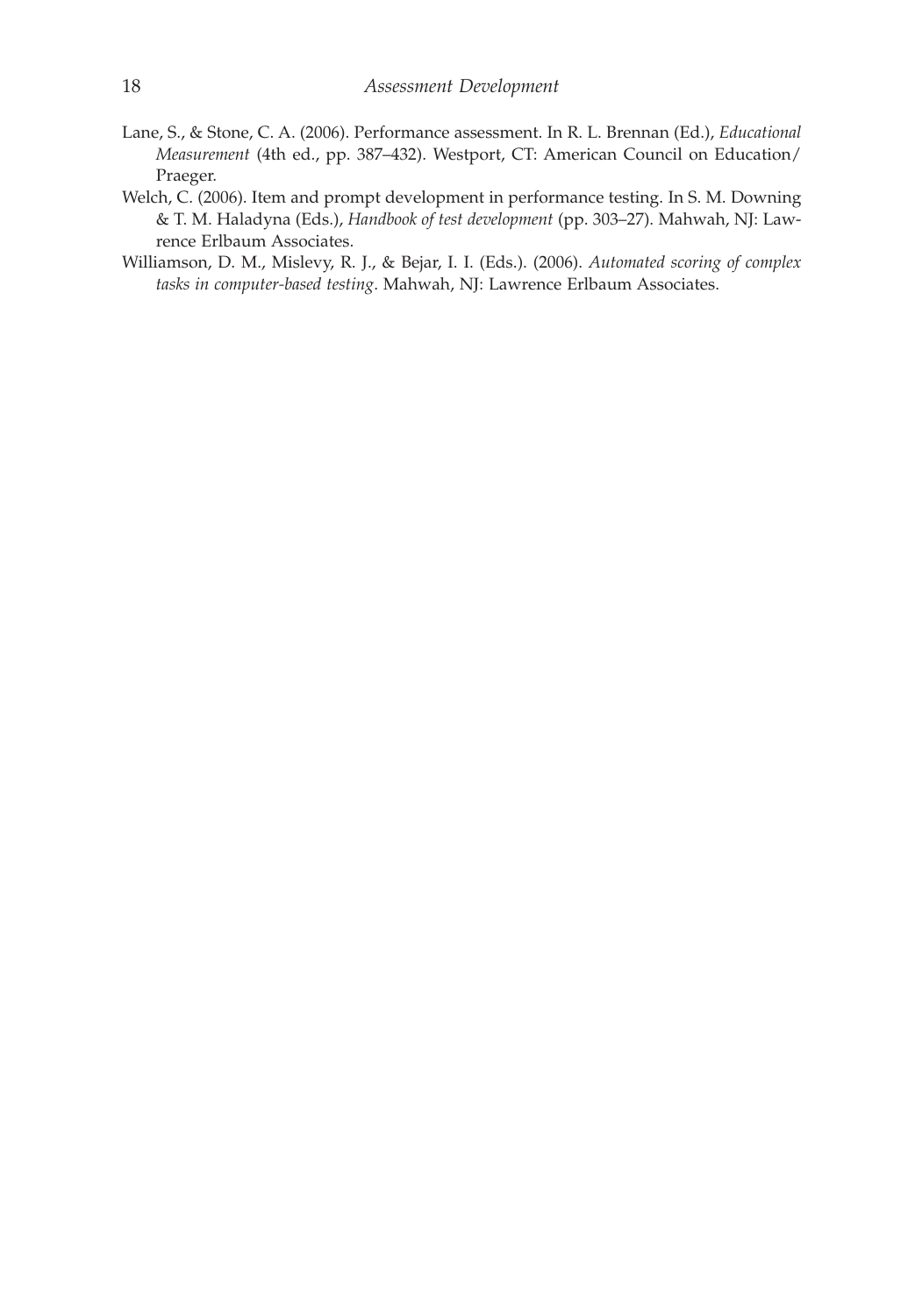Lane, S., & Stone, C. A. (2006). Performance assessment. In R. L. Brennan (Ed.), *Educational Measurement* (4th ed., pp. 387–432). Westport, CT: American Council on Education/ Praeger.

Welch, C. (2006). Item and prompt development in performance testing. In S. M. Downing & T. M. Haladyna (Eds.), *Handbook of test development* (pp. 303–27). Mahwah, NJ: Lawrence Erlbaum Associates.

Williamson, D. M., Mislevy, R. J., & Bejar, I. I. (Eds.). (2006). *Automated scoring of complex tasks in computer-based testing*. Mahwah, NJ: Lawrence Erlbaum Associates.